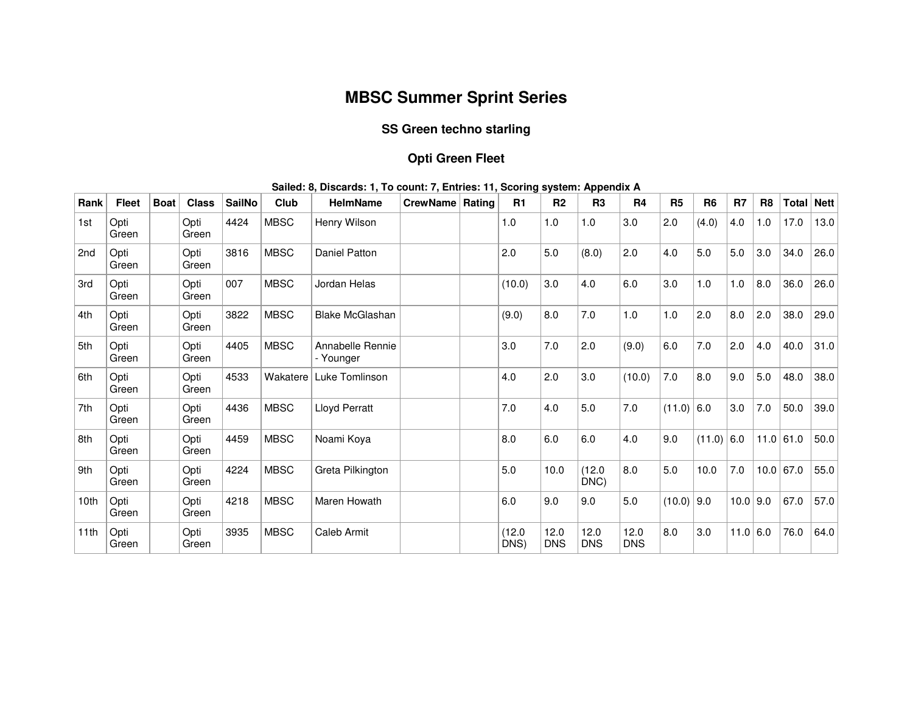# MBSC Summer Sprint Series

### SS Green techno starling

### Opti Green Fleet

**Sailed: 8, Discards: 1, To count: 7, Entries: 11, Scoring system: Appendix A**

| Rank | Fleet | Boat | Class | SailNo | Club | HelmName | CrewName | Rating | R1 | R2 | R3 | R4 | R5 | R6 | R7 | R8 | Total | Nett |
|---|---|---|---|---|---|---|---|---|---|---|---|---|---|---|---|---|---|---|
| 1st | Opti Green | | Opti Green | 4424 | MBSC | Henry Wilson | | | 1.0 | 1.0 | 1.0 | 3.0 | 2.0 | (4.0) | 4.0 | 1.0 | 17.0 | 13.0 |
| 2nd | Opti Green | | Opti Green | 3816 | MBSC | Daniel Patton | | | 2.0 | 5.0 | (8.0) | 2.0 | 4.0 | 5.0 | 5.0 | 3.0 | 34.0 | 26.0 |
| 3rd | Opti Green | | Opti Green | 007 | MBSC | Jordan Helas | | | (10.0) | 3.0 | 4.0 | 6.0 | 3.0 | 1.0 | 1.0 | 8.0 | 36.0 | 26.0 |
| 4th | Opti Green | | Opti Green | 3822 | MBSC | Blake McGlashan | | | (9.0) | 8.0 | 7.0 | 1.0 | 1.0 | 2.0 | 8.0 | 2.0 | 38.0 | 29.0 |
| 5th | Opti Green | | Opti Green | 4405 | MBSC | Annabelle Rennie - Younger | | | 3.0 | 7.0 | 2.0 | (9.0) | 6.0 | 7.0 | 2.0 | 4.0 | 40.0 | 31.0 |
| 6th | Opti Green | | Opti Green | 4533 | Wakatere | Luke Tomlinson | | | 4.0 | 2.0 | 3.0 | (10.0) | 7.0 | 8.0 | 9.0 | 5.0 | 48.0 | 38.0 |
| 7th | Opti Green | | Opti Green | 4436 | MBSC | Lloyd Perratt | | | 7.0 | 4.0 | 5.0 | 7.0 | (11.0) | 6.0 | 3.0 | 7.0 | 50.0 | 39.0 |
| 8th | Opti Green | | Opti Green | 4459 | MBSC | Noami Koya | | | 8.0 | 6.0 | 6.0 | 4.0 | 9.0 | (11.0) | 6.0 | 11.0 | 61.0 | 50.0 |
| 9th | Opti Green | | Opti Green | 4224 | MBSC | Greta Pilkington | | | 5.0 | 10.0 | (12.0 DNC) | 8.0 | 5.0 | 10.0 | 7.0 | 10.0 | 67.0 | 55.0 |
| 10th | Opti Green | | Opti Green | 4218 | MBSC | Maren Howath | | | 6.0 | 9.0 | 9.0 | 5.0 | (10.0) | 9.0 | 10.0 | 9.0 | 67.0 | 57.0 |
| 11th | Opti Green | | Opti Green | 3935 | MBSC | Caleb Armit | | | (12.0 DNS) | 12.0 DNS | 12.0 DNS | 12.0 DNS | 8.0 | 3.0 | 11.0 | 6.0 | 76.0 | 64.0 |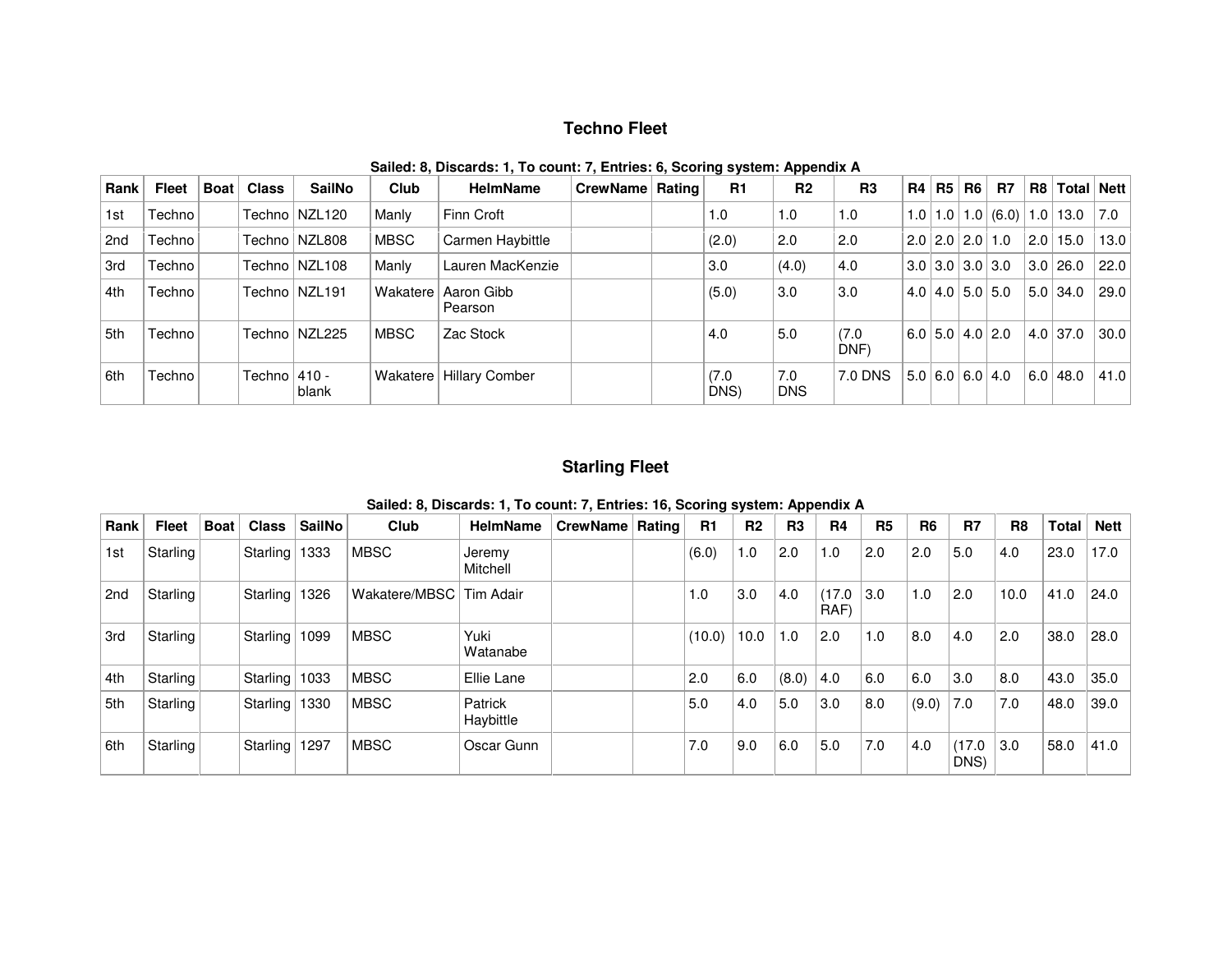## Techno Fleet

**Sailed: 8, Discards: 1, To count: 7, Entries: 6, Scoring system: Appendix A**

| Rank | Fleet | Boat | Class | SailNo | Club | HelmName | CrewName | Rating | R1 | R2 | R3 | R4 | R5 | R6 | R7 | R8 | Total | Nett |
|---|---|---|---|---|---|---|---|---|---|---|---|---|---|---|---|---|---|---|
| 1st | Techno | | Techno | NZL120 | Manly | Finn Croft | | | 1.0 | 1.0 | 1.0 | 1.0 | 1.0 | 1.0 | (6.0) | 1.0 | 13.0 | 7.0 |
| 2nd | Techno | | Techno | NZL808 | MBSC | Carmen Haybittle | | | (2.0) | 2.0 | 2.0 | 2.0 | 2.0 | 2.0 | 1.0 | 2.0 | 15.0 | 13.0 |
| 3rd | Techno | | Techno | NZL108 | Manly | Lauren MacKenzie | | | 3.0 | (4.0) | 4.0 | 3.0 | 3.0 | 3.0 | 3.0 | 3.0 | 26.0 | 22.0 |
| 4th | Techno | | Techno | NZL191 | Wakatere | Aaron Gibb Pearson | | | (5.0) | 3.0 | 3.0 | 4.0 | 4.0 | 5.0 | 5.0 | 5.0 | 34.0 | 29.0 |
| 5th | Techno | | Techno | NZL225 | MBSC | Zac Stock | | | 4.0 | 5.0 | (7.0 DNF) | 6.0 | 5.0 | 4.0 | 2.0 | 4.0 | 37.0 | 30.0 |
| 6th | Techno | | Techno | 410 - blank | Wakatere | Hillary Comber | | | (7.0 DNS) | 7.0 DNS | 7.0 DNS | 5.0 | 6.0 | 6.0 | 4.0 | 6.0 | 48.0 | 41.0 |

## Starling Fleet

**Sailed: 8, Discards: 1, To count: 7, Entries: 16, Scoring system: Appendix A**

| Rank | Fleet | Boat | Class | SailNo | Club | HelmName | CrewName | Rating | R1 | R2 | R3 | R4 | R5 | R6 | R7 | R8 | Total | Nett |
|---|---|---|---|---|---|---|---|---|---|---|---|---|---|---|---|---|---|---|
| 1st | Starling | | Starling | 1333 | MBSC | Jeremy Mitchell | | | (6.0) | 1.0 | 2.0 | 1.0 | 2.0 | 2.0 | 5.0 | 4.0 | 23.0 | 17.0 |
| 2nd | Starling | | Starling | 1326 | Wakatere/MBSC | Tim Adair | | | 1.0 | 3.0 | 4.0 | (17.0 RAF) | 3.0 | 1.0 | 2.0 | 10.0 | 41.0 | 24.0 |
| 3rd | Starling | | Starling | 1099 | MBSC | Yuki Watanabe | | | (10.0) | 10.0 | 1.0 | 2.0 | 1.0 | 8.0 | 4.0 | 2.0 | 38.0 | 28.0 |
| 4th | Starling | | Starling | 1033 | MBSC | Ellie Lane | | | 2.0 | 6.0 | (8.0) | 4.0 | 6.0 | 6.0 | 3.0 | 8.0 | 43.0 | 35.0 |
| 5th | Starling | | Starling | 1330 | MBSC | Patrick Haybittle | | | 5.0 | 4.0 | 5.0 | 3.0 | 8.0 | (9.0) | 7.0 | 7.0 | 48.0 | 39.0 |
| 6th | Starling | | Starling | 1297 | MBSC | Oscar Gunn | | | 7.0 | 9.0 | 6.0 | 5.0 | 7.0 | 4.0 | (17.0 DNS) | 3.0 | 58.0 | 41.0 |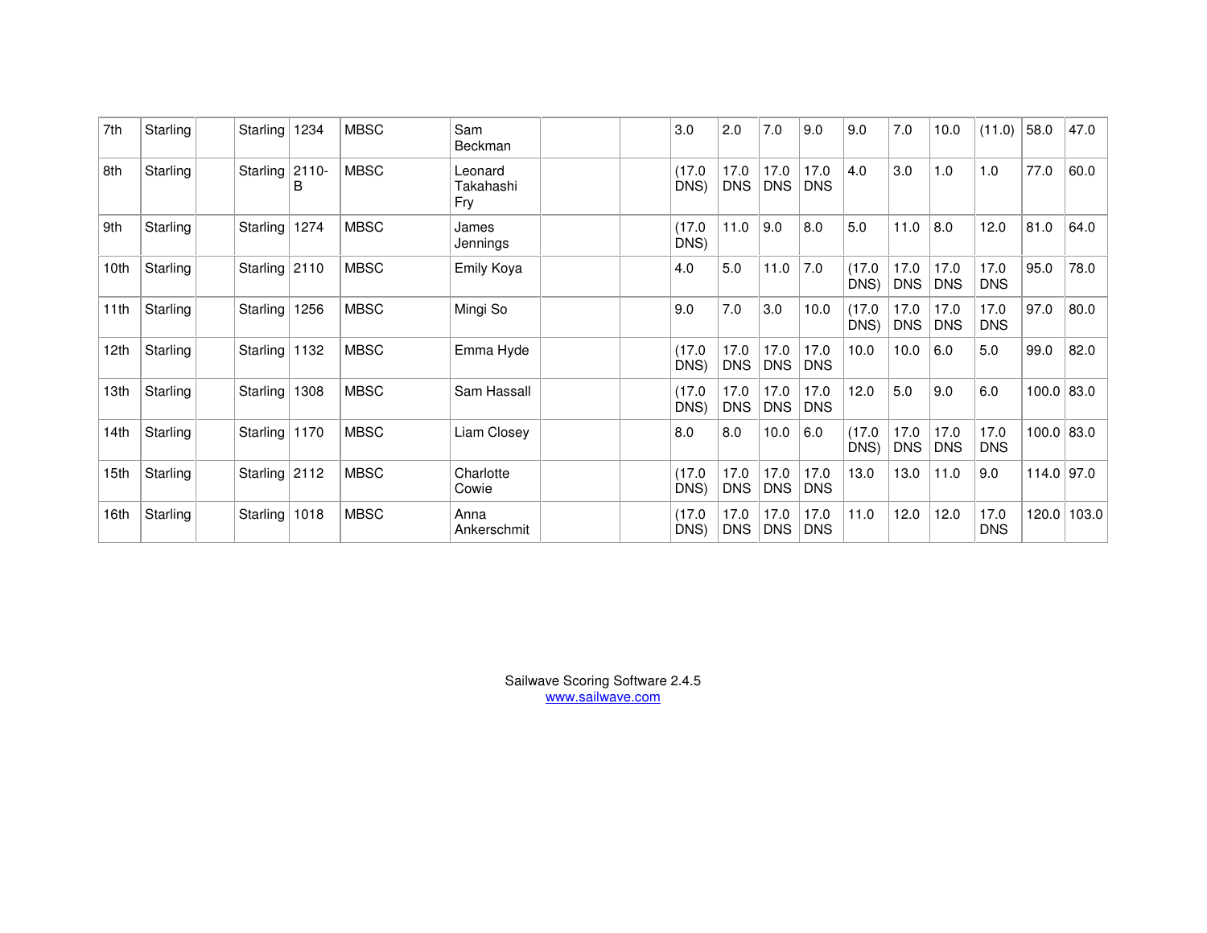| | | | | | | | | | | | | | | | | | | | | |
|---|---|---|---|---|---|---|---|---|---|---|---|---|---|---|---|---|---|---|---|---|
| 7th | Starling | | Starling | 1234 | MBSC | Sam Beckman | | | 3.0 | 2.0 | 7.0 | 9.0 | 9.0 | 7.0 | 10.0 | (11.0) | 58.0 | 47.0 |
| 8th | Starling | | Starling | 2110-B | MBSC | Leonard Takahashi Fry | | | (17.0 DNS) | 17.0 DNS | 17.0 DNS | 17.0 DNS | 4.0 | 3.0 | 1.0 | 1.0 | 77.0 | 60.0 |
| 9th | Starling | | Starling | 1274 | MBSC | James Jennings | | | (17.0 DNS) | 11.0 | 9.0 | 8.0 | 5.0 | 11.0 | 8.0 | 12.0 | 81.0 | 64.0 |
| 10th | Starling | | Starling | 2110 | MBSC | Emily Koya | | | 4.0 | 5.0 | 11.0 | 7.0 | (17.0 DNS) | 17.0 DNS | 17.0 DNS | 17.0 DNS | 95.0 | 78.0 |
| 11th | Starling | | Starling | 1256 | MBSC | Mingi So | | | 9.0 | 7.0 | 3.0 | 10.0 | (17.0 DNS) | 17.0 DNS | 17.0 DNS | 17.0 DNS | 97.0 | 80.0 |
| 12th | Starling | | Starling | 1132 | MBSC | Emma Hyde | | | (17.0 DNS) | 17.0 DNS | 17.0 DNS | 17.0 DNS | 10.0 | 10.0 | 6.0 | 5.0 | 99.0 | 82.0 |
| 13th | Starling | | Starling | 1308 | MBSC | Sam Hassall | | | (17.0 DNS) | 17.0 DNS | 17.0 DNS | 17.0 DNS | 12.0 | 5.0 | 9.0 | 6.0 | 100.0 | 83.0 |
| 14th | Starling | | Starling | 1170 | MBSC | Liam Closey | | | 8.0 | 8.0 | 10.0 | 6.0 | (17.0 DNS) | 17.0 DNS | 17.0 DNS | 17.0 DNS | 100.0 | 83.0 |
| 15th | Starling | | Starling | 2112 | MBSC | Charlotte Cowie | | | (17.0 DNS) | 17.0 DNS | 17.0 DNS | 17.0 DNS | 13.0 | 13.0 | 11.0 | 9.0 | 114.0 | 97.0 |
| 16th | Starling | | Starling | 1018 | MBSC | Anna Ankerschmit | | | (17.0 DNS) | 17.0 DNS | 17.0 DNS | 17.0 DNS | 11.0 | 12.0 | 12.0 | 17.0 DNS | 120.0 | 103.0 |

Sailwave Scoring Software 2.4.5
www.sailwave.com